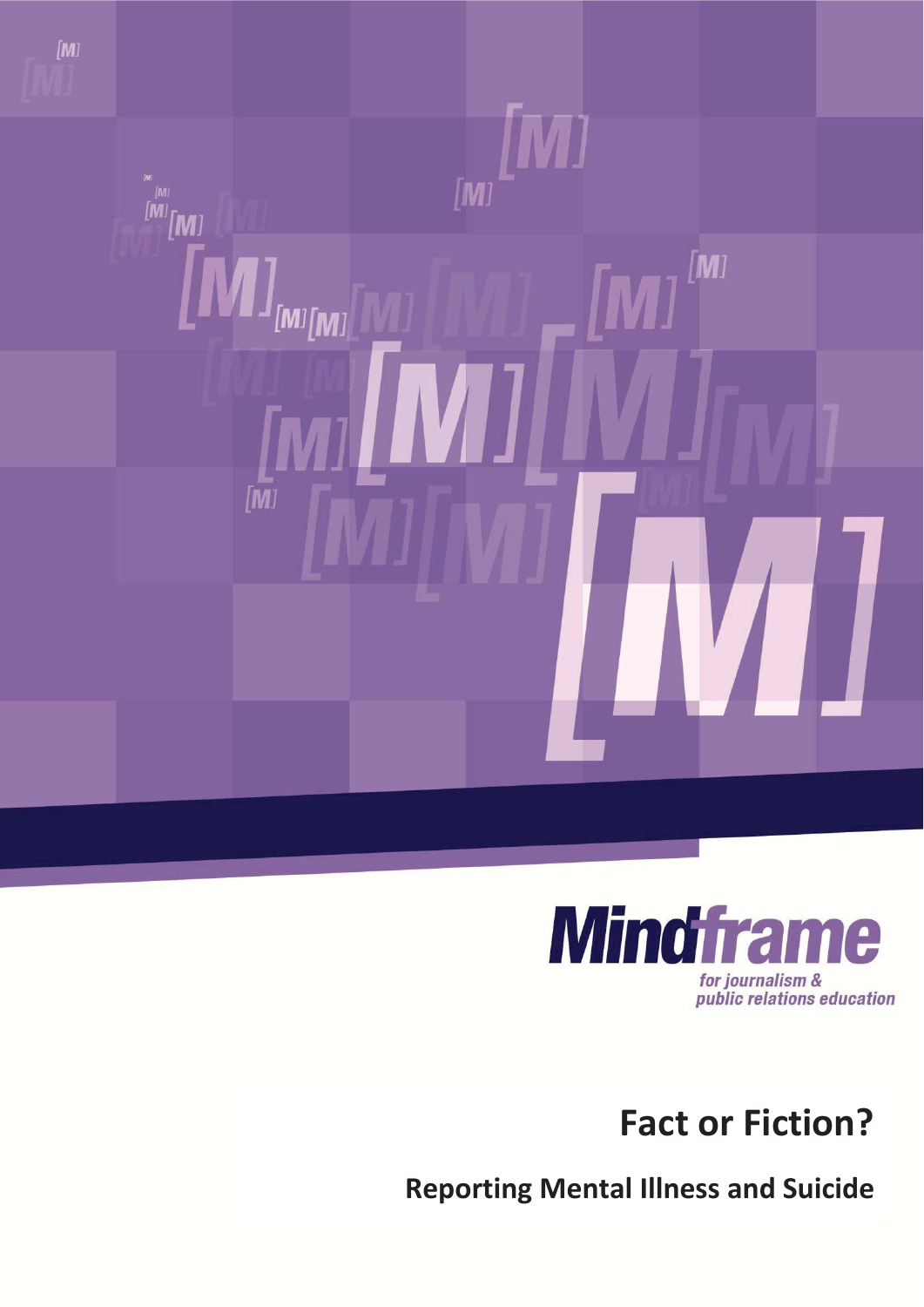**Mindframe**

*for journalism & public relations education*

# Fact or Fiction?

## Reporting Mental Illness and Suicide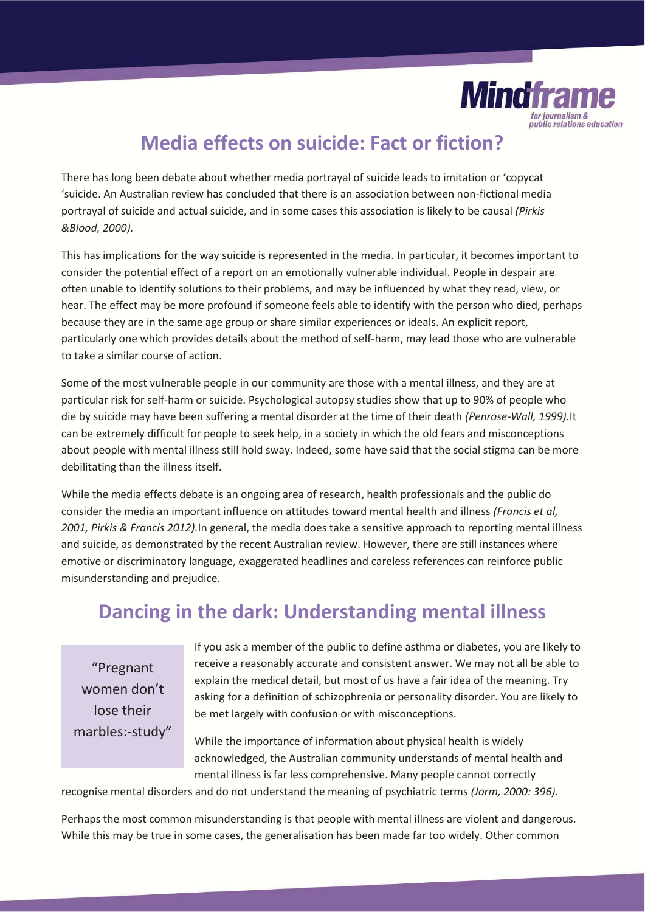## Media effects on suicide: Fact or fiction?

There has long been debate about whether media portrayal of suicide leads to imitation or 'copycat 'suicide. An Australian review has concluded that there is an association between non-fictional media portrayal of suicide and actual suicide, and in some cases this association is likely to be causal *(Pirkis &Blood, 2000).*

This has implications for the way suicide is represented in the media. In particular, it becomes important to consider the potential effect of a report on an emotionally vulnerable individual. People in despair are often unable to identify solutions to their problems, and may be influenced by what they read, view, or hear. The effect may be more profound if someone feels able to identify with the person who died, perhaps because they are in the same age group or share similar experiences or ideals. An explicit report, particularly one which provides details about the method of self-harm, may lead those who are vulnerable to take a similar course of action.

Some of the most vulnerable people in our community are those with a mental illness, and they are at particular risk for self-harm or suicide. Psychological autopsy studies show that up to 90% of people who die by suicide may have been suffering a mental disorder at the time of their death *(Penrose-Wall, 1999).*It can be extremely difficult for people to seek help, in a society in which the old fears and misconceptions about people with mental illness still hold sway. Indeed, some have said that the social stigma can be more debilitating than the illness itself.

While the media effects debate is an ongoing area of research, health professionals and the public do consider the media an important influence on attitudes toward mental health and illness *(Francis et al, 2001, Pirkis & Francis 2012).*In general, the media does take a sensitive approach to reporting mental illness and suicide, as demonstrated by the recent Australian review. However, there are still instances where emotive or discriminatory language, exaggerated headlines and careless references can reinforce public misunderstanding and prejudice.

## Dancing in the dark: Understanding mental illness

> "Pregnant women don't lose their marbles:-study"

If you ask a member of the public to define asthma or diabetes, you are likely to receive a reasonably accurate and consistent answer. We may not all be able to explain the medical detail, but most of us have a fair idea of the meaning. Try asking for a definition of schizophrenia or personality disorder. You are likely to be met largely with confusion or with misconceptions.

While the importance of information about physical health is widely acknowledged, the Australian community understands of mental health and mental illness is far less comprehensive. Many people cannot correctly recognise mental disorders and do not understand the meaning of psychiatric terms *(Jorm, 2000: 396).*

Perhaps the most common misunderstanding is that people with mental illness are violent and dangerous. While this may be true in some cases, the generalisation has been made far too widely. Other common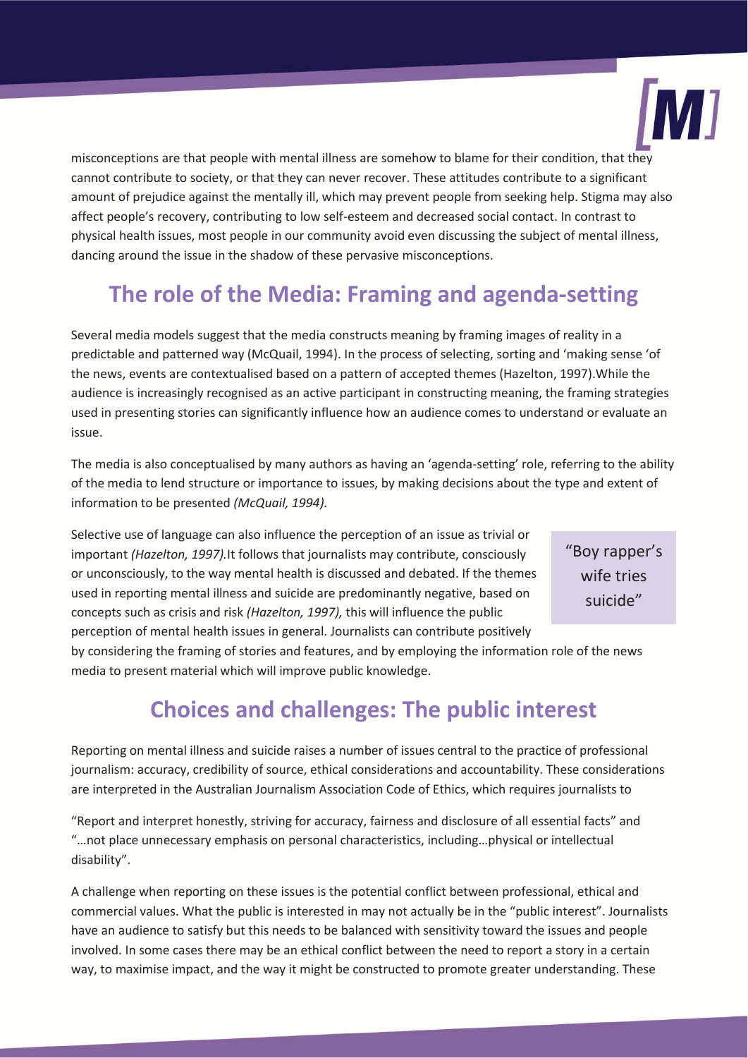misconceptions are that people with mental illness are somehow to blame for their condition, that they cannot contribute to society, or that they can never recover. These attitudes contribute to a significant amount of prejudice against the mentally ill, which may prevent people from seeking help. Stigma may also affect people's recovery, contributing to low self-esteem and decreased social contact. In contrast to physical health issues, most people in our community avoid even discussing the subject of mental illness, dancing around the issue in the shadow of these pervasive misconceptions.

## The role of the Media: Framing and agenda-setting

Several media models suggest that the media constructs meaning by framing images of reality in a predictable and patterned way (McQuail, 1994). In the process of selecting, sorting and 'making sense 'of the news, events are contextualised based on a pattern of accepted themes (Hazelton, 1997).While the audience is increasingly recognised as an active participant in constructing meaning, the framing strategies used in presenting stories can significantly influence how an audience comes to understand or evaluate an issue.

The media is also conceptualised by many authors as having an 'agenda-setting' role, referring to the ability of the media to lend structure or importance to issues, by making decisions about the type and extent of information to be presented *(McQuail, 1994).*

Selective use of language can also influence the perception of an issue as trivial or important *(Hazelton, 1997).*It follows that journalists may contribute, consciously or unconsciously, to the way mental health is discussed and debated. If the themes used in reporting mental illness and suicide are predominantly negative, based on concepts such as crisis and risk *(Hazelton, 1997),* this will influence the public perception of mental health issues in general. Journalists can contribute positively by considering the framing of stories and features, and by employing the information role of the news media to present material which will improve public knowledge.

> "Boy rapper's wife tries suicide"

## Choices and challenges: The public interest

Reporting on mental illness and suicide raises a number of issues central to the practice of professional journalism: accuracy, credibility of source, ethical considerations and accountability. These considerations are interpreted in the Australian Journalism Association Code of Ethics, which requires journalists to

"Report and interpret honestly, striving for accuracy, fairness and disclosure of all essential facts" and "…not place unnecessary emphasis on personal characteristics, including…physical or intellectual disability".

A challenge when reporting on these issues is the potential conflict between professional, ethical and commercial values. What the public is interested in may not actually be in the "public interest". Journalists have an audience to satisfy but this needs to be balanced with sensitivity toward the issues and people involved. In some cases there may be an ethical conflict between the need to report a story in a certain way, to maximise impact, and the way it might be constructed to promote greater understanding. These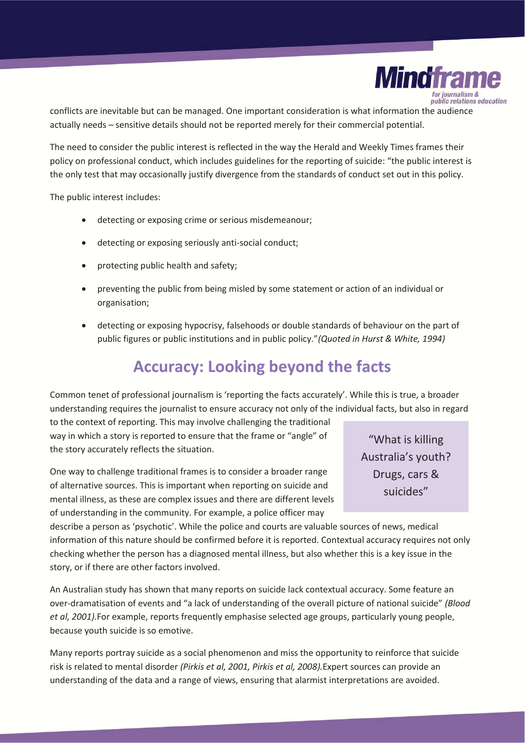conflicts are inevitable but can be managed. One important consideration is what information the audience actually needs – sensitive details should not be reported merely for their commercial potential.

The need to consider the public interest is reflected in the way the Herald and Weekly Times frames their policy on professional conduct, which includes guidelines for the reporting of suicide: "the public interest is the only test that may occasionally justify divergence from the standards of conduct set out in this policy.

The public interest includes:

- detecting or exposing crime or serious misdemeanour;
- detecting or exposing seriously anti-social conduct;
- protecting public health and safety;
- preventing the public from being misled by some statement or action of an individual or organisation;
- detecting or exposing hypocrisy, falsehoods or double standards of behaviour on the part of public figures or public institutions and in public policy."*(Quoted in Hurst & White, 1994)*

## Accuracy: Looking beyond the facts

Common tenet of professional journalism is 'reporting the facts accurately'. While this is true, a broader understanding requires the journalist to ensure accuracy not only of the individual facts, but also in regard to the context of reporting. This may involve challenging the traditional way in which a story is reported to ensure that the frame or "angle" of the story accurately reflects the situation.

> "What is killing Australia's youth? Drugs, cars & suicides"

One way to challenge traditional frames is to consider a broader range of alternative sources. This is important when reporting on suicide and mental illness, as these are complex issues and there are different levels of understanding in the community. For example, a police officer may describe a person as 'psychotic'. While the police and courts are valuable sources of news, medical information of this nature should be confirmed before it is reported. Contextual accuracy requires not only checking whether the person has a diagnosed mental illness, but also whether this is a key issue in the story, or if there are other factors involved.

An Australian study has shown that many reports on suicide lack contextual accuracy. Some feature an over-dramatisation of events and "a lack of understanding of the overall picture of national suicide" *(Blood et al, 2001).* For example, reports frequently emphasise selected age groups, particularly young people, because youth suicide is so emotive.

Many reports portray suicide as a social phenomenon and miss the opportunity to reinforce that suicide risk is related to mental disorder *(Pirkis et al, 2001, Pirkis et al, 2008).* Expert sources can provide an understanding of the data and a range of views, ensuring that alarmist interpretations are avoided.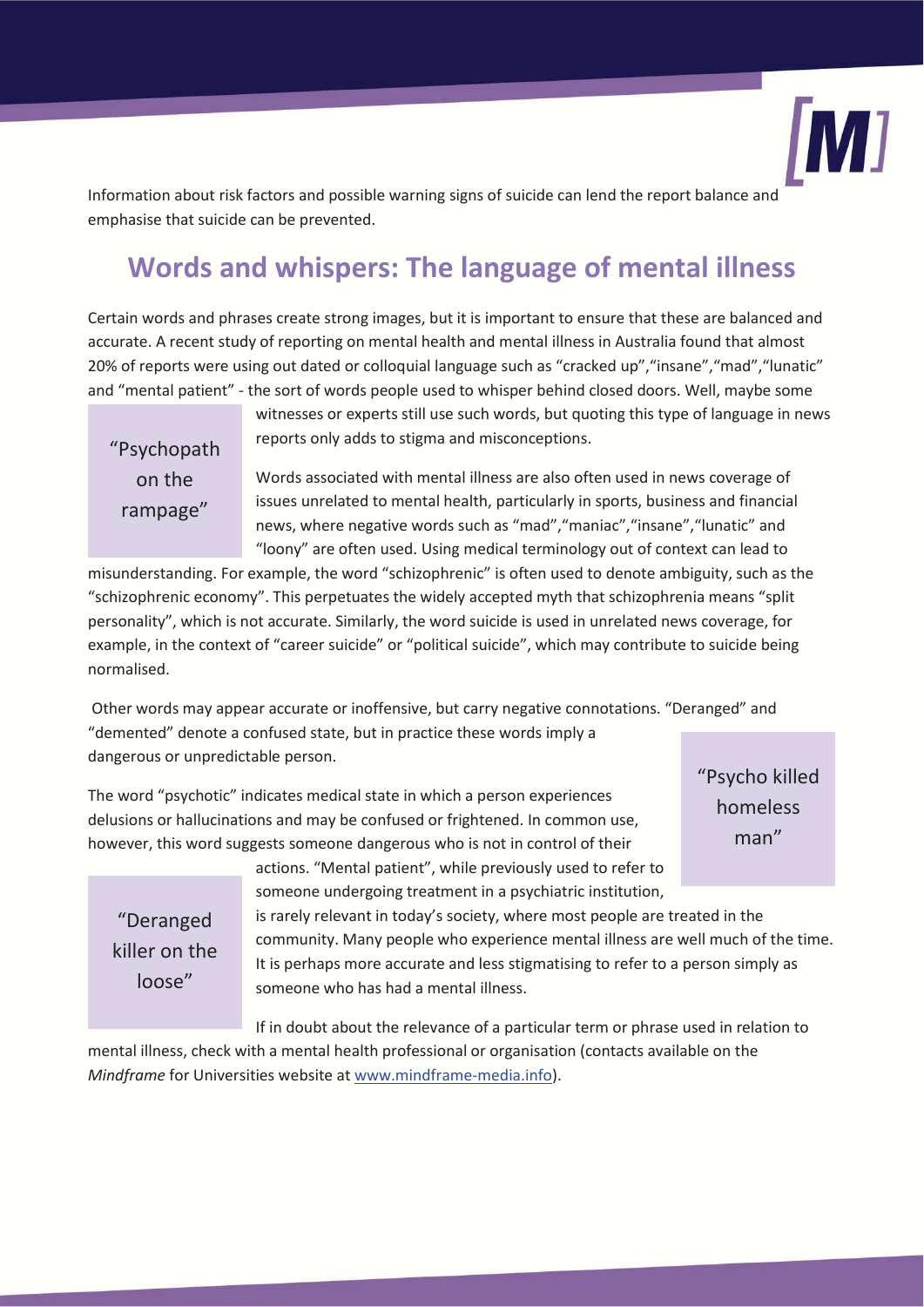Information about risk factors and possible warning signs of suicide can lend the report balance and emphasise that suicide can be prevented.

## Words and whispers: The language of mental illness

Certain words and phrases create strong images, but it is important to ensure that these are balanced and accurate. A recent study of reporting on mental health and mental illness in Australia found that almost 20% of reports were using out dated or colloquial language such as "cracked up","insane","mad","lunatic" and "mental patient" - the sort of words people used to whisper behind closed doors. Well, maybe some witnesses or experts still use such words, but quoting this type of language in news reports only adds to stigma and misconceptions.

> "Psychopath on the rampage"

Words associated with mental illness are also often used in news coverage of issues unrelated to mental health, particularly in sports, business and financial news, where negative words such as "mad","maniac","insane","lunatic" and "loony" are often used. Using medical terminology out of context can lead to misunderstanding. For example, the word "schizophrenic" is often used to denote ambiguity, such as the "schizophrenic economy". This perpetuates the widely accepted myth that schizophrenia means "split personality", which is not accurate. Similarly, the word suicide is used in unrelated news coverage, for example, in the context of "career suicide" or "political suicide", which may contribute to suicide being normalised.

Other words may appear accurate or inoffensive, but carry negative connotations. "Deranged" and "demented" denote a confused state, but in practice these words imply a dangerous or unpredictable person.

> "Psycho killed homeless man"

The word "psychotic" indicates medical state in which a person experiences delusions or hallucinations and may be confused or frightened. In common use, however, this word suggests someone dangerous who is not in control of their actions. "Mental patient", while previously used to refer to someone undergoing treatment in a psychiatric institution, is rarely relevant in today's society, where most people are treated in the community. Many people who experience mental illness are well much of the time. It is perhaps more accurate and less stigmatising to refer to a person simply as someone who has had a mental illness.

> "Deranged killer on the loose"

If in doubt about the relevance of a particular term or phrase used in relation to mental illness, check with a mental health professional or organisation (contacts available on the *Mindframe* for Universities website at www.mindframe-media.info).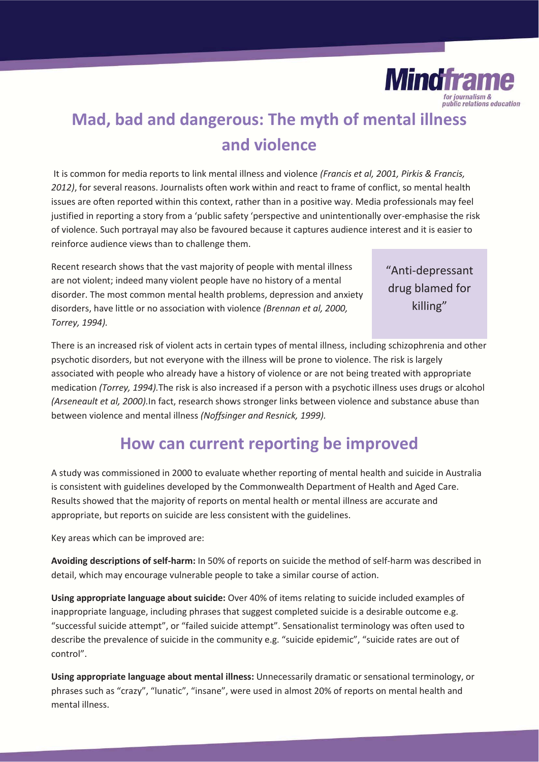# Mad, bad and dangerous: The myth of mental illness and violence

It is common for media reports to link mental illness and violence *(Francis et al, 2001, Pirkis & Francis, 2012)*, for several reasons. Journalists often work within and react to frame of conflict, so mental health issues are often reported within this context, rather than in a positive way. Media professionals may feel justified in reporting a story from a 'public safety 'perspective and unintentionally over-emphasise the risk of violence. Such portrayal may also be favoured because it captures audience interest and it is easier to reinforce audience views than to challenge them.

Recent research shows that the vast majority of people with mental illness are not violent; indeed many violent people have no history of a mental disorder. The most common mental health problems, depression and anxiety disorders, have little or no association with violence *(Brennan et al, 2000, Torrey, 1994).*

"Anti-depressant drug blamed for killing"

There is an increased risk of violent acts in certain types of mental illness, including schizophrenia and other psychotic disorders, but not everyone with the illness will be prone to violence. The risk is largely associated with people who already have a history of violence or are not being treated with appropriate medication *(Torrey, 1994).*The risk is also increased if a person with a psychotic illness uses drugs or alcohol *(Arseneault et al, 2000).*In fact, research shows stronger links between violence and substance abuse than between violence and mental illness *(Noffsinger and Resnick, 1999).*

## How can current reporting be improved

A study was commissioned in 2000 to evaluate whether reporting of mental health and suicide in Australia is consistent with guidelines developed by the Commonwealth Department of Health and Aged Care. Results showed that the majority of reports on mental health or mental illness are accurate and appropriate, but reports on suicide are less consistent with the guidelines.

Key areas which can be improved are:

**Avoiding descriptions of self-harm:** In 50% of reports on suicide the method of self-harm was described in detail, which may encourage vulnerable people to take a similar course of action.

**Using appropriate language about suicide:** Over 40% of items relating to suicide included examples of inappropriate language, including phrases that suggest completed suicide is a desirable outcome e.g. "successful suicide attempt", or "failed suicide attempt". Sensationalist terminology was often used to describe the prevalence of suicide in the community e.g. "suicide epidemic", "suicide rates are out of control".

**Using appropriate language about mental illness:** Unnecessarily dramatic or sensational terminology, or phrases such as "crazy", "lunatic", "insane", were used in almost 20% of reports on mental health and mental illness.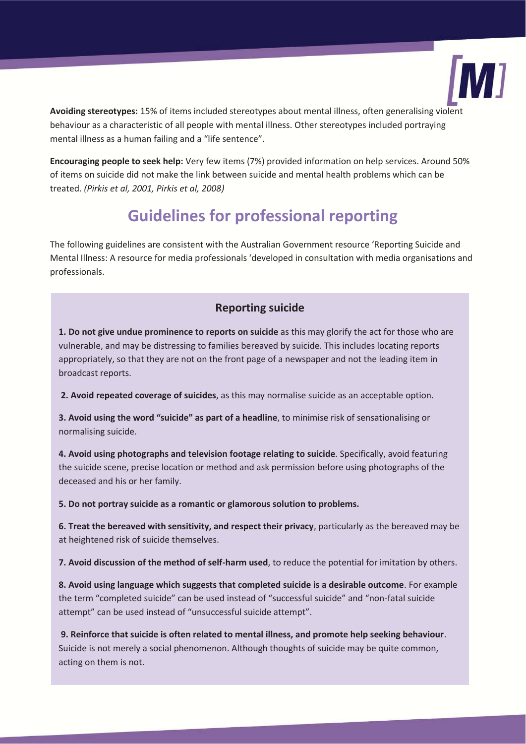**Avoiding stereotypes:** 15% of items included stereotypes about mental illness, often generalising violent behaviour as a characteristic of all people with mental illness. Other stereotypes included portraying mental illness as a human failing and a "life sentence".

**Encouraging people to seek help:** Very few items (7%) provided information on help services. Around 50% of items on suicide did not make the link between suicide and mental health problems which can be treated. *(Pirkis et al, 2001, Pirkis et al, 2008)*

## Guidelines for professional reporting

The following guidelines are consistent with the Australian Government resource 'Reporting Suicide and Mental Illness: A resource for media professionals 'developed in consultation with media organisations and professionals.

### Reporting suicide

**1. Do not give undue prominence to reports on suicide** as this may glorify the act for those who are vulnerable, and may be distressing to families bereaved by suicide. This includes locating reports appropriately, so that they are not on the front page of a newspaper and not the leading item in broadcast reports.

**2. Avoid repeated coverage of suicides**, as this may normalise suicide as an acceptable option.

**3. Avoid using the word "suicide" as part of a headline**, to minimise risk of sensationalising or normalising suicide.

**4. Avoid using photographs and television footage relating to suicide**. Specifically, avoid featuring the suicide scene, precise location or method and ask permission before using photographs of the deceased and his or her family.

**5. Do not portray suicide as a romantic or glamorous solution to problems.**

**6. Treat the bereaved with sensitivity, and respect their privacy**, particularly as the bereaved may be at heightened risk of suicide themselves.

**7. Avoid discussion of the method of self-harm used**, to reduce the potential for imitation by others.

**8. Avoid using language which suggests that completed suicide is a desirable outcome**. For example the term "completed suicide" can be used instead of "successful suicide" and "non-fatal suicide attempt" can be used instead of "unsuccessful suicide attempt".

**9. Reinforce that suicide is often related to mental illness, and promote help seeking behaviour**. Suicide is not merely a social phenomenon. Although thoughts of suicide may be quite common, acting on them is not.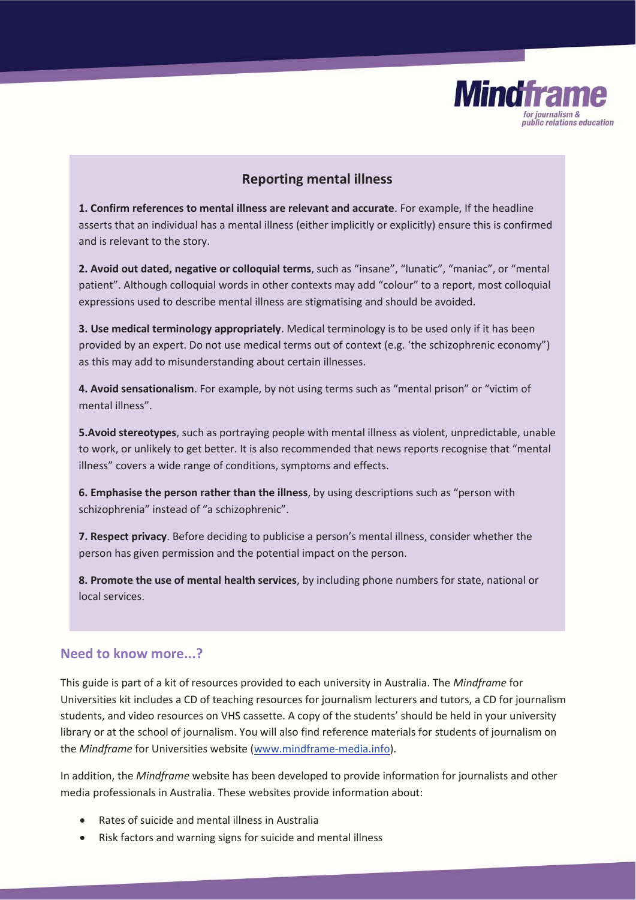Mindframe
for journalism & public relations education

## Reporting mental illness

**1. Confirm references to mental illness are relevant and accurate**. For example, If the headline asserts that an individual has a mental illness (either implicitly or explicitly) ensure this is confirmed and is relevant to the story.

**2. Avoid out dated, negative or colloquial terms**, such as “insane”, “lunatic”, “maniac”, or “mental patient”. Although colloquial words in other contexts may add “colour” to a report, most colloquial expressions used to describe mental illness are stigmatising and should be avoided.

**3. Use medical terminology appropriately**. Medical terminology is to be used only if it has been provided by an expert. Do not use medical terms out of context (e.g. ‘the schizophrenic economy”) as this may add to misunderstanding about certain illnesses.

**4. Avoid sensationalism**. For example, by not using terms such as “mental prison” or “victim of mental illness”.

**5.Avoid stereotypes**, such as portraying people with mental illness as violent, unpredictable, unable to work, or unlikely to get better. It is also recommended that news reports recognise that “mental illness” covers a wide range of conditions, symptoms and effects.

**6. Emphasise the person rather than the illness**, by using descriptions such as “person with schizophrenia” instead of “a schizophrenic”.

**7. Respect privacy**. Before deciding to publicise a person’s mental illness, consider whether the person has given permission and the potential impact on the person.

**8. Promote the use of mental health services**, by including phone numbers for state, national or local services.

## Need to know more...?

This guide is part of a kit of resources provided to each university in Australia. The *Mindframe* for Universities kit includes a CD of teaching resources for journalism lecturers and tutors, a CD for journalism students, and video resources on VHS cassette. A copy of the students’ should be held in your university library or at the school of journalism. You will also find reference materials for students of journalism on the *Mindframe* for Universities website (www.mindframe-media.info).

In addition, the *Mindframe* website has been developed to provide information for journalists and other media professionals in Australia. These websites provide information about:

- Rates of suicide and mental illness in Australia
- Risk factors and warning signs for suicide and mental illness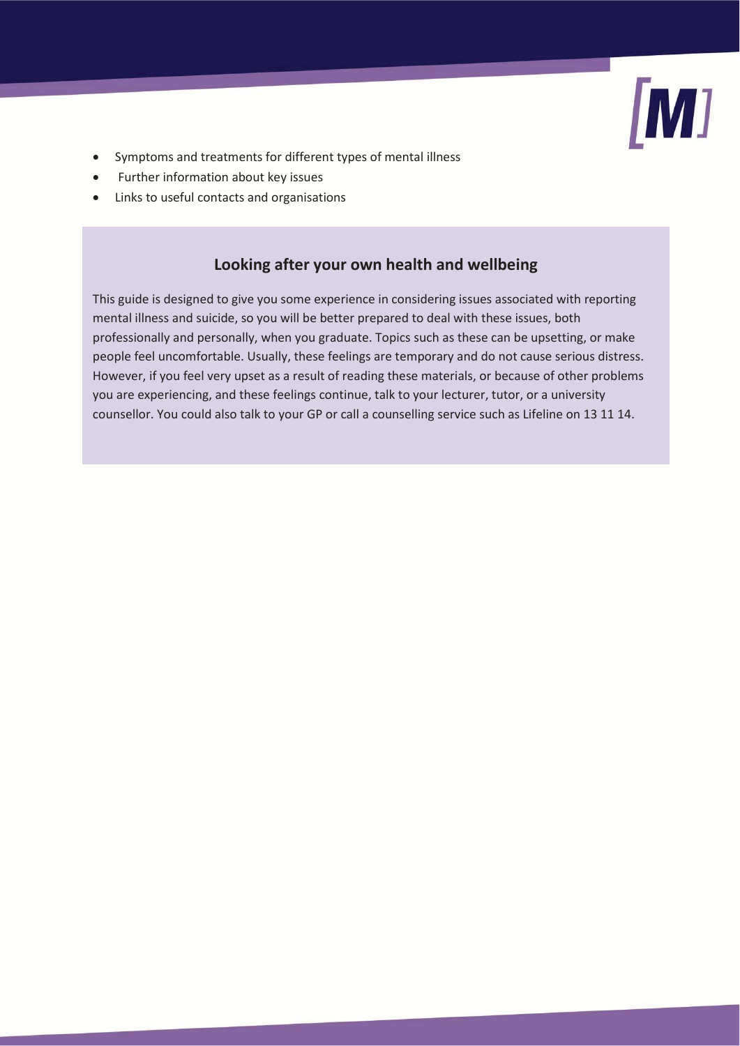- Symptoms and treatments for different types of mental illness
- Further information about key issues
- Links to useful contacts and organisations

## Looking after your own health and wellbeing

This guide is designed to give you some experience in considering issues associated with reporting mental illness and suicide, so you will be better prepared to deal with these issues, both professionally and personally, when you graduate. Topics such as these can be upsetting, or make people feel uncomfortable. Usually, these feelings are temporary and do not cause serious distress. However, if you feel very upset as a result of reading these materials, or because of other problems you are experiencing, and these feelings continue, talk to your lecturer, tutor, or a university counsellor. You could also talk to your GP or call a counselling service such as Lifeline on 13 11 14.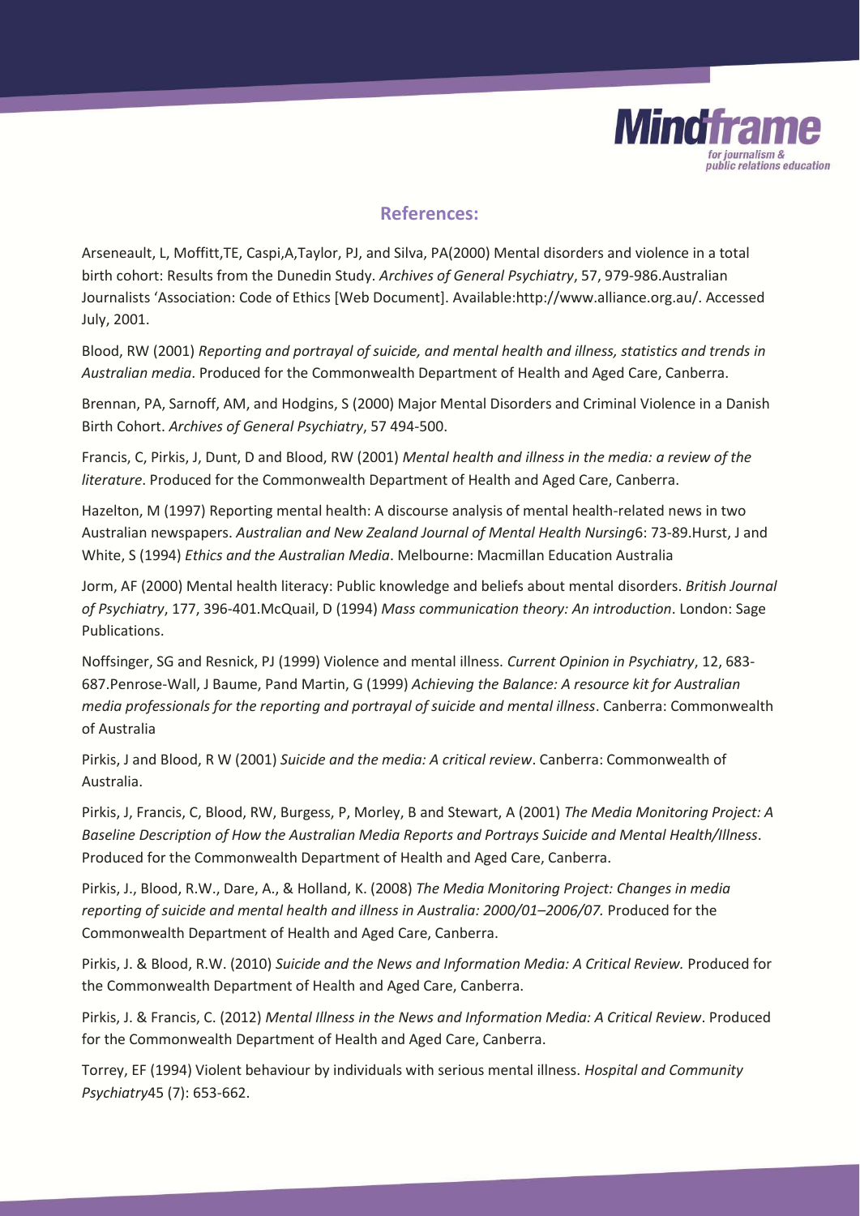## References:

Arseneault, L, Moffitt,TE, Caspi,A,Taylor, PJ, and Silva, PA(2000) Mental disorders and violence in a total birth cohort: Results from the Dunedin Study. *Archives of General Psychiatry*, 57, 979-986.Australian Journalists 'Association: Code of Ethics [Web Document]. Available:http://www.alliance.org.au/. Accessed July, 2001.

Blood, RW (2001) *Reporting and portrayal of suicide, and mental health and illness, statistics and trends in Australian media*. Produced for the Commonwealth Department of Health and Aged Care, Canberra.

Brennan, PA, Sarnoff, AM, and Hodgins, S (2000) Major Mental Disorders and Criminal Violence in a Danish Birth Cohort. *Archives of General Psychiatry*, 57 494-500.

Francis, C, Pirkis, J, Dunt, D and Blood, RW (2001) *Mental health and illness in the media: a review of the literature*. Produced for the Commonwealth Department of Health and Aged Care, Canberra.

Hazelton, M (1997) Reporting mental health: A discourse analysis of mental health-related news in two Australian newspapers. *Australian and New Zealand Journal of Mental Health Nursing*6: 73-89.Hurst, J and White, S (1994) *Ethics and the Australian Media*. Melbourne: Macmillan Education Australia

Jorm, AF (2000) Mental health literacy: Public knowledge and beliefs about mental disorders. *British Journal of Psychiatry*, 177, 396-401.McQuail, D (1994) *Mass communication theory: An introduction*. London: Sage Publications.

Noffsinger, SG and Resnick, PJ (1999) Violence and mental illness. *Current Opinion in Psychiatry*, 12, 683-687.Penrose-Wall, J Baume, Pand Martin, G (1999) *Achieving the Balance: A resource kit for Australian media professionals for the reporting and portrayal of suicide and mental illness*. Canberra: Commonwealth of Australia

Pirkis, J and Blood, R W (2001) *Suicide and the media: A critical review*. Canberra: Commonwealth of Australia.

Pirkis, J, Francis, C, Blood, RW, Burgess, P, Morley, B and Stewart, A (2001) *The Media Monitoring Project: A Baseline Description of How the Australian Media Reports and Portrays Suicide and Mental Health/Illness*. Produced for the Commonwealth Department of Health and Aged Care, Canberra.

Pirkis, J., Blood, R.W., Dare, A., & Holland, K. (2008) *The Media Monitoring Project: Changes in media reporting of suicide and mental health and illness in Australia: 2000/01–2006/07.* Produced for the Commonwealth Department of Health and Aged Care, Canberra.

Pirkis, J. & Blood, R.W. (2010) *Suicide and the News and Information Media: A Critical Review.* Produced for the Commonwealth Department of Health and Aged Care, Canberra.

Pirkis, J. & Francis, C. (2012) *Mental Illness in the News and Information Media: A Critical Review*. Produced for the Commonwealth Department of Health and Aged Care, Canberra.

Torrey, EF (1994) Violent behaviour by individuals with serious mental illness. *Hospital and Community Psychiatry*45 (7): 653-662.